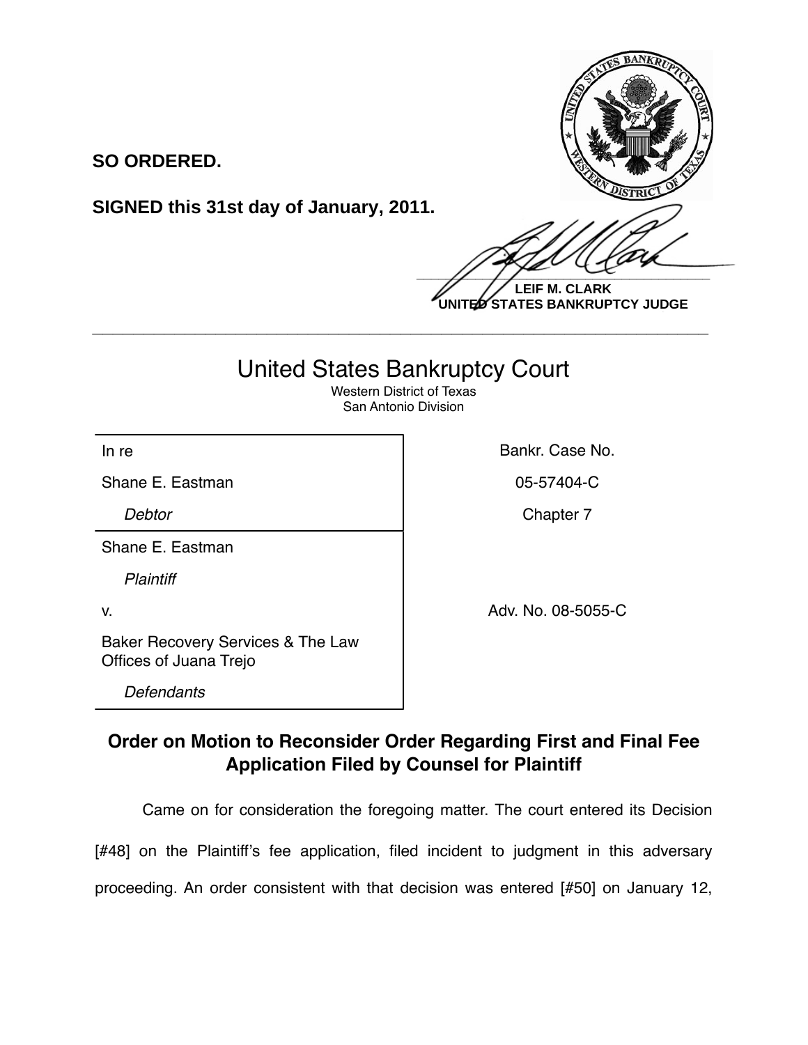**SO ORDERED.**

**SIGNED this 31st day of January, 2011.**

**LEIF M. CLARK**
**UNITED STATES BANKRUPTCY JUDGE**

---

# United States Bankruptcy Court

Western District of Texas
San Antonio Division

| | |
|---|---|
| In re | Bankr. Case No. |
| Shane E. Eastman | 05-57404-C |
| *Debtor* | Chapter 7 |
| Shane E. Eastman | |
| *Plaintiff* | |
| v. | Adv. No. 08-5055-C |
| Baker Recovery Services & The Law Offices of Juana Trejo | |
| *Defendants* | |

## Order on Motion to Reconsider Order Regarding First and Final Fee Application Filed by Counsel for Plaintiff

Came on for consideration the foregoing matter. The court entered its Decision [#48] on the Plaintiff's fee application, filed incident to judgment in this adversary proceeding. An order consistent with that decision was entered [#50] on January 12,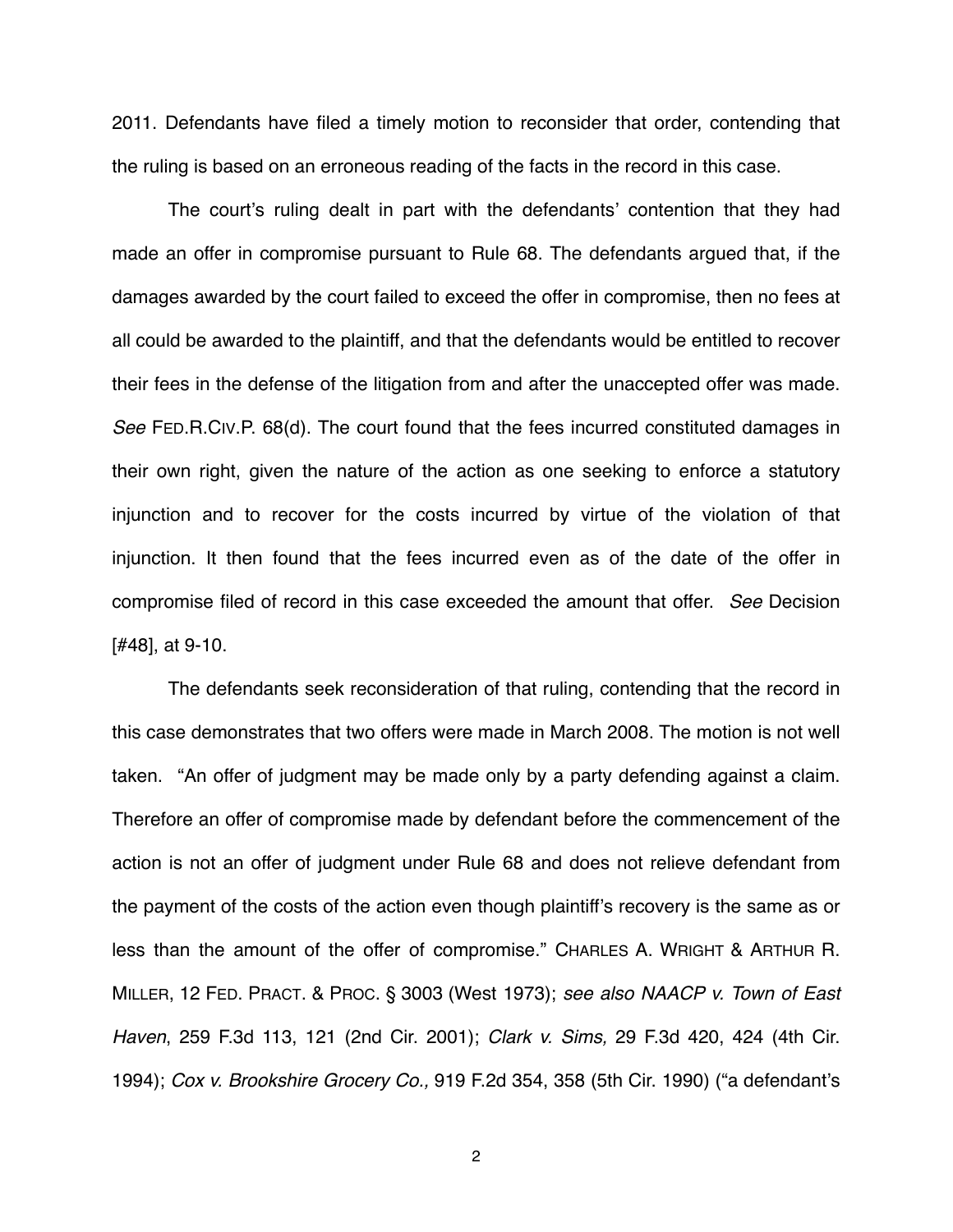2011. Defendants have filed a timely motion to reconsider that order, contending that the ruling is based on an erroneous reading of the facts in the record in this case.

The court's ruling dealt in part with the defendants' contention that they had made an offer in compromise pursuant to Rule 68. The defendants argued that, if the damages awarded by the court failed to exceed the offer in compromise, then no fees at all could be awarded to the plaintiff, and that the defendants would be entitled to recover their fees in the defense of the litigation from and after the unaccepted offer was made. *See* FED.R.CIV.P. 68(d). The court found that the fees incurred constituted damages in their own right, given the nature of the action as one seeking to enforce a statutory injunction and to recover for the costs incurred by virtue of the violation of that injunction. It then found that the fees incurred even as of the date of the offer in compromise filed of record in this case exceeded the amount that offer. *See* Decision [#48], at 9-10.

The defendants seek reconsideration of that ruling, contending that the record in this case demonstrates that two offers were made in March 2008. The motion is not well taken. "An offer of judgment may be made only by a party defending against a claim. Therefore an offer of compromise made by defendant before the commencement of the action is not an offer of judgment under Rule 68 and does not relieve defendant from the payment of the costs of the action even though plaintiff's recovery is the same as or less than the amount of the offer of compromise." CHARLES A. WRIGHT & ARTHUR R. MILLER, 12 FED. PRACT. & PROC. § 3003 (West 1973); *see also NAACP v. Town of East Haven*, 259 F.3d 113, 121 (2nd Cir. 2001); *Clark v. Sims,* 29 F.3d 420, 424 (4th Cir. 1994); *Cox v. Brookshire Grocery Co.,* 919 F.2d 354, 358 (5th Cir. 1990) ("a defendant's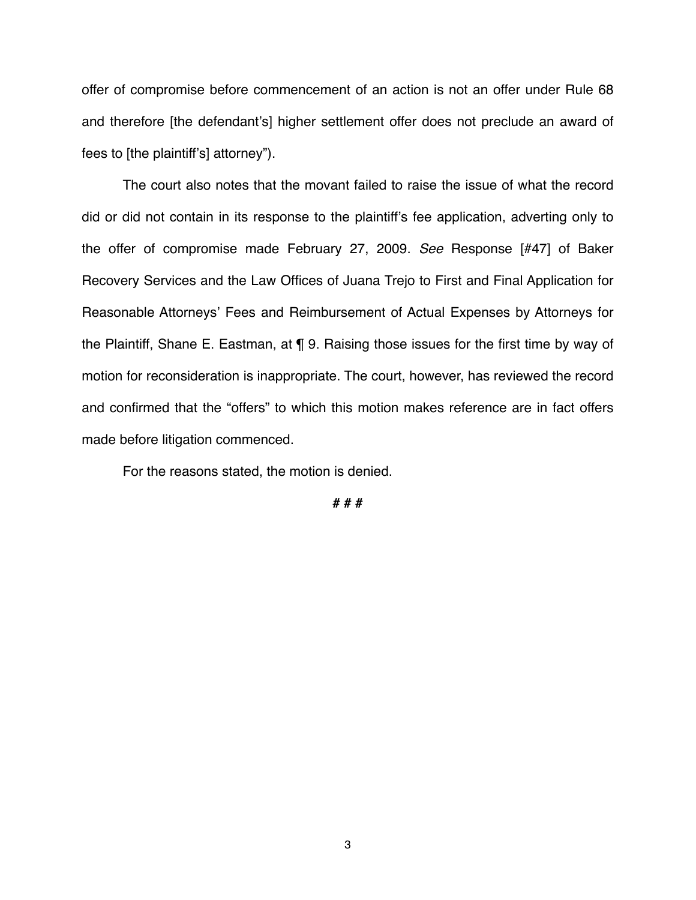offer of compromise before commencement of an action is not an offer under Rule 68 and therefore [the defendant's] higher settlement offer does not preclude an award of fees to [the plaintiff's] attorney").

The court also notes that the movant failed to raise the issue of what the record did or did not contain in its response to the plaintiff's fee application, adverting only to the offer of compromise made February 27, 2009. *See* Response [#47] of Baker Recovery Services and the Law Offices of Juana Trejo to First and Final Application for Reasonable Attorneys' Fees and Reimbursement of Actual Expenses by Attorneys for the Plaintiff, Shane E. Eastman, at ¶ 9. Raising those issues for the first time by way of motion for reconsideration is inappropriate. The court, however, has reviewed the record and confirmed that the "offers" to which this motion makes reference are in fact offers made before litigation commenced.

For the reasons stated, the motion is denied.

**# # #**